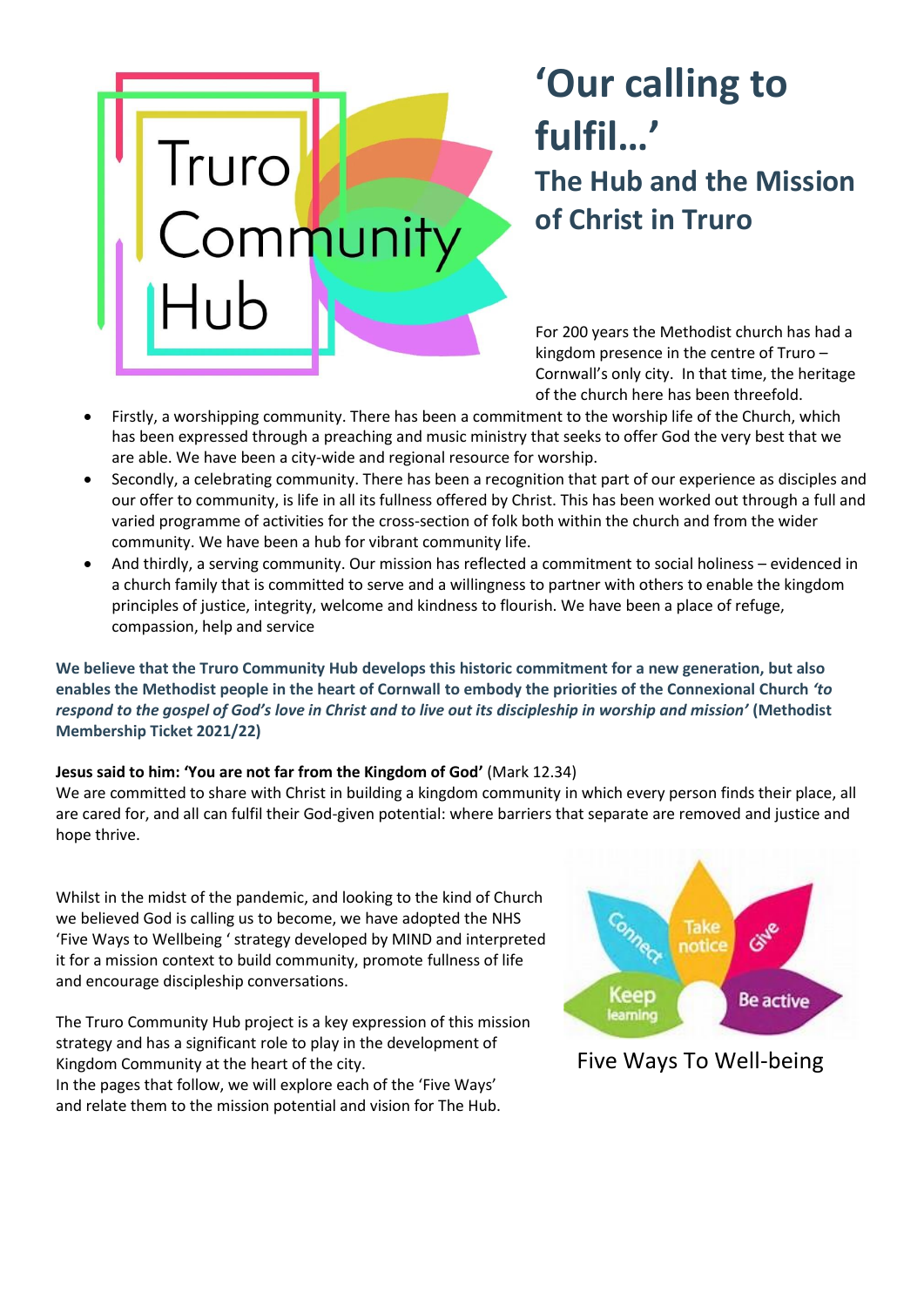# 'Our calling to fulfil…'

## The Hub and the Mission of Christ in Truro

For 200 years the Methodist church has had a kingdom presence in the centre of Truro – Cornwall's only city. In that time, the heritage of the church here has been threefold.

- Firstly, a worshipping community. There has been a commitment to the worship life of the Church, which has been expressed through a preaching and music ministry that seeks to offer God the very best that we are able. We have been a city-wide and regional resource for worship.
- Secondly, a celebrating community. There has been a recognition that part of our experience as disciples and our offer to community, is life in all its fullness offered by Christ. This has been worked out through a full and varied programme of activities for the cross-section of folk both within the church and from the wider community. We have been a hub for vibrant community life.
- And thirdly, a serving community. Our mission has reflected a commitment to social holiness – evidenced in a church family that is committed to serve and a willingness to partner with others to enable the kingdom principles of justice, integrity, welcome and kindness to flourish. We have been a place of refuge, compassion, help and service

**We believe that the Truro Community Hub develops this historic commitment for a new generation, but also enables the Methodist people in the heart of Cornwall to embody the priorities of the Connexional Church *'to respond to the gospel of God's love in Christ and to live out its discipleship in worship and mission'* (Methodist Membership Ticket 2021/22)**

**Jesus said to him: 'You are not far from the Kingdom of God'** (Mark 12.34)
We are committed to share with Christ in building a kingdom community in which every person finds their place, all are cared for, and all can fulfil their God-given potential: where barriers that separate are removed and justice and hope thrive.

Whilst in the midst of the pandemic, and looking to the kind of Church we believed God is calling us to become, we have adopted the NHS 'Five Ways to Wellbeing ' strategy developed by MIND and interpreted it for a mission context to build community, promote fullness of life and encourage discipleship conversations.

The Truro Community Hub project is a key expression of this mission strategy and has a significant role to play in the development of Kingdom Community at the heart of the city.
In the pages that follow, we will explore each of the 'Five Ways' and relate them to the mission potential and vision for The Hub.

Five Ways To Well-being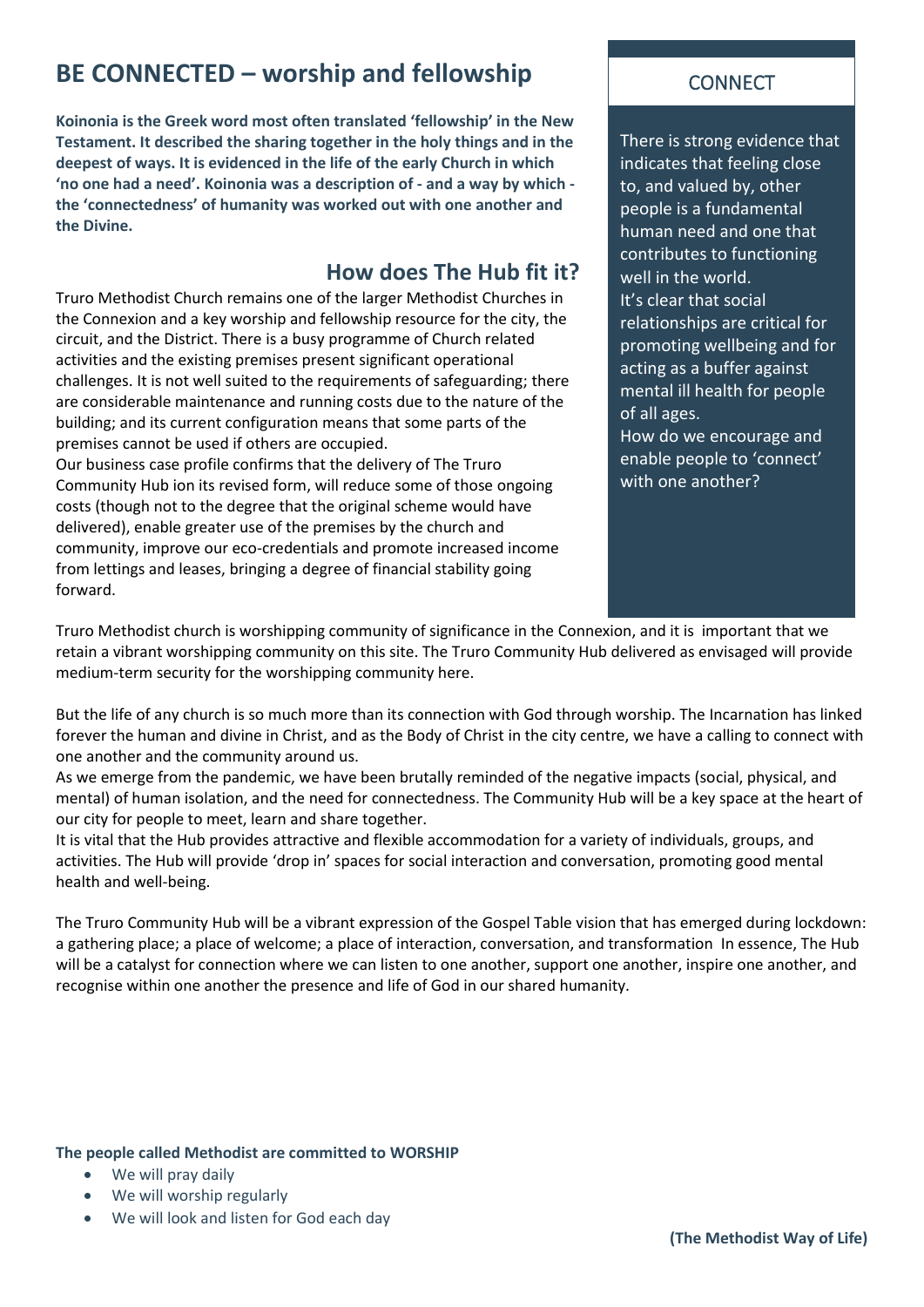# BE CONNECTED – worship and fellowship

**Koinonia is the Greek word most often translated 'fellowship' in the New Testament. It described the sharing together in the holy things and in the deepest of ways. It is evidenced in the life of the early Church in which 'no one had a need'. Koinonia was a description of - and a way by which - the 'connectedness' of humanity was worked out with one another and the Divine.**

## How does The Hub fit it?

Truro Methodist Church remains one of the larger Methodist Churches in the Connexion and a key worship and fellowship resource for the city, the circuit, and the District. There is a busy programme of Church related activities and the existing premises present significant operational challenges. It is not well suited to the requirements of safeguarding; there are considerable maintenance and running costs due to the nature of the building; and its current configuration means that some parts of the premises cannot be used if others are occupied.

Our business case profile confirms that the delivery of The Truro Community Hub ion its revised form, will reduce some of those ongoing costs (though not to the degree that the original scheme would have delivered), enable greater use of the premises by the church and community, improve our eco-credentials and promote increased income from lettings and leases, bringing a degree of financial stability going forward.

### CONNECT

There is strong evidence that indicates that feeling close to, and valued by, other people is a fundamental human need and one that contributes to functioning well in the world.

It's clear that social relationships are critical for promoting wellbeing and for acting as a buffer against mental ill health for people of all ages.

How do we encourage and enable people to 'connect' with one another?

Truro Methodist church is worshipping community of significance in the Connexion, and it is important that we retain a vibrant worshipping community on this site. The Truro Community Hub delivered as envisaged will provide medium-term security for the worshipping community here.

But the life of any church is so much more than its connection with God through worship. The Incarnation has linked forever the human and divine in Christ, and as the Body of Christ in the city centre, we have a calling to connect with one another and the community around us.

As we emerge from the pandemic, we have been brutally reminded of the negative impacts (social, physical, and mental) of human isolation, and the need for connectedness. The Community Hub will be a key space at the heart of our city for people to meet, learn and share together.

It is vital that the Hub provides attractive and flexible accommodation for a variety of individuals, groups, and activities. The Hub will provide 'drop in' spaces for social interaction and conversation, promoting good mental health and well-being.

The Truro Community Hub will be a vibrant expression of the Gospel Table vision that has emerged during lockdown: a gathering place; a place of welcome; a place of interaction, conversation, and transformation In essence, The Hub will be a catalyst for connection where we can listen to one another, support one another, inspire one another, and recognise within one another the presence and life of God in our shared humanity.

**The people called Methodist are committed to WORSHIP**

- We will pray daily
- We will worship regularly
- We will look and listen for God each day

**(The Methodist Way of Life)**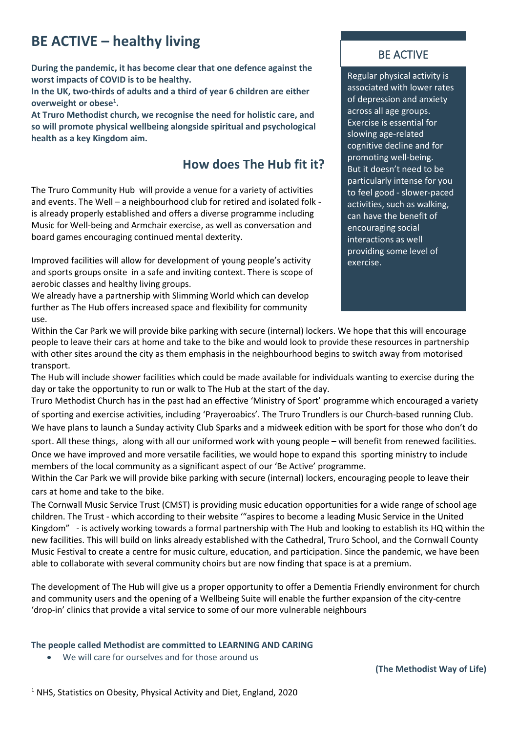# BE ACTIVE – healthy living

**During the pandemic, it has become clear that one defence against the worst impacts of COVID is to be healthy.**

**In the UK, two-thirds of adults and a third of year 6 children are either overweight or obese[1].**

**At Truro Methodist church, we recognise the need for holistic care, and so will promote physical wellbeing alongside spiritual and psychological health as a key Kingdom aim.**

> ## BE ACTIVE
>
> Regular physical activity is associated with lower rates of depression and anxiety across all age groups. Exercise is essential for slowing age-related cognitive decline and for promoting well-being. But it doesn't need to be particularly intense for you to feel good - slower-paced activities, such as walking, can have the benefit of encouraging social interactions as well providing some level of exercise.

## How does The Hub fit it?

The Truro Community Hub will provide a venue for a variety of activities and events. The Well – a neighbourhood club for retired and isolated folk - is already properly established and offers a diverse programme including Music for Well-being and Armchair exercise, as well as conversation and board games encouraging continued mental dexterity.

Improved facilities will allow for development of young people's activity and sports groups onsite in a safe and inviting context. There is scope of aerobic classes and healthy living groups.

We already have a partnership with Slimming World which can develop further as The Hub offers increased space and flexibility for community use.

Within the Car Park we will provide bike parking with secure (internal) lockers. We hope that this will encourage people to leave their cars at home and take to the bike and would look to provide these resources in partnership with other sites around the city as them emphasis in the neighbourhood begins to switch away from motorised transport.

The Hub will include shower facilities which could be made available for individuals wanting to exercise during the day or take the opportunity to run or walk to The Hub at the start of the day.

Truro Methodist Church has in the past had an effective 'Ministry of Sport' programme which encouraged a variety of sporting and exercise activities, including 'Prayeroabics'. The Truro Trundlers is our Church-based running Club. We have plans to launch a Sunday activity Club Sparks and a midweek edition with be sport for those who don't do sport. All these things, along with all our uniformed work with young people – will benefit from renewed facilities. Once we have improved and more versatile facilities, we would hope to expand this sporting ministry to include members of the local community as a significant aspect of our 'Be Active' programme.

Within the Car Park we will provide bike parking with secure (internal) lockers, encouraging people to leave their cars at home and take to the bike.

The Cornwall Music Service Trust (CMST) is providing music education opportunities for a wide range of school age children. The Trust - which according to their website '"aspires to become a leading Music Service in the United Kingdom" - is actively working towards a formal partnership with The Hub and looking to establish its HQ within the new facilities. This will build on links already established with the Cathedral, Truro School, and the Cornwall County Music Festival to create a centre for music culture, education, and participation. Since the pandemic, we have been able to collaborate with several community choirs but are now finding that space is at a premium.

The development of The Hub will give us a proper opportunity to offer a Dementia Friendly environment for church and community users and the opening of a Wellbeing Suite will enable the further expansion of the city-centre 'drop-in' clinics that provide a vital service to some of our more vulnerable neighbours

**The people called Methodist are committed to LEARNING AND CARING**

- We will care for ourselves and for those around us

**(The Methodist Way of Life)**

[1] NHS, Statistics on Obesity, Physical Activity and Diet, England, 2020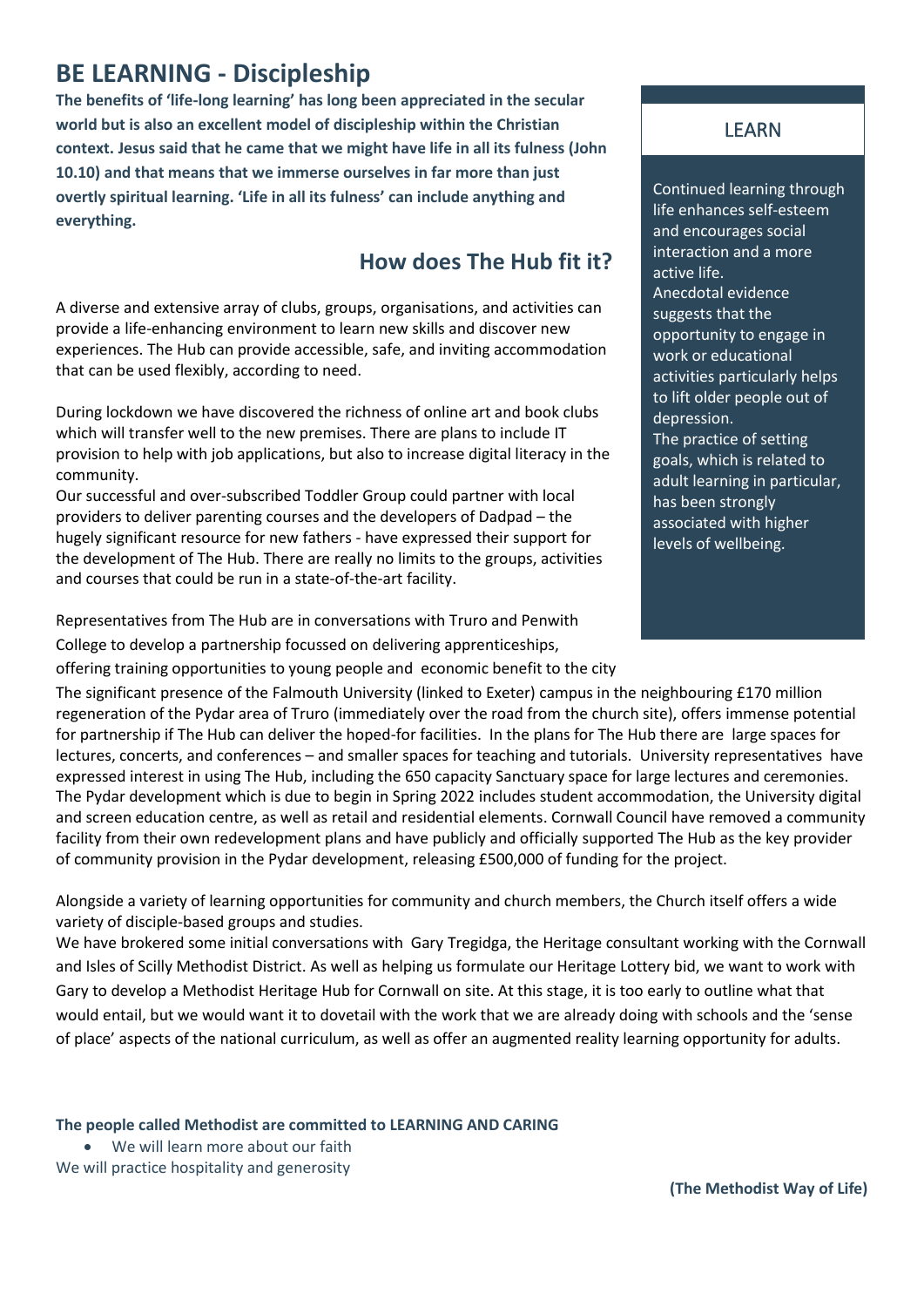# BE LEARNING - Discipleship

**The benefits of 'life-long learning' has long been appreciated in the secular world but is also an excellent model of discipleship within the Christian context. Jesus said that he came that we might have life in all its fulness (John 10.10) and that means that we immerse ourselves in far more than just overtly spiritual learning. 'Life in all its fulness' can include anything and everything.**

## How does The Hub fit it?

A diverse and extensive array of clubs, groups, organisations, and activities can provide a life-enhancing environment to learn new skills and discover new experiences. The Hub can provide accessible, safe, and inviting accommodation that can be used flexibly, according to need.

During lockdown we have discovered the richness of online art and book clubs which will transfer well to the new premises. There are plans to include IT provision to help with job applications, but also to increase digital literacy in the community.

Our successful and over-subscribed Toddler Group could partner with local providers to deliver parenting courses and the developers of Dadpad – the hugely significant resource for new fathers - have expressed their support for the development of The Hub. There are really no limits to the groups, activities and courses that could be run in a state-of-the-art facility.

Representatives from The Hub are in conversations with Truro and Penwith College to develop a partnership focussed on delivering apprenticeships, offering training opportunities to young people and economic benefit to the city

The significant presence of the Falmouth University (linked to Exeter) campus in the neighbouring £170 million regeneration of the Pydar area of Truro (immediately over the road from the church site), offers immense potential for partnership if The Hub can deliver the hoped-for facilities. In the plans for The Hub there are large spaces for lectures, concerts, and conferences – and smaller spaces for teaching and tutorials. University representatives have expressed interest in using The Hub, including the 650 capacity Sanctuary space for large lectures and ceremonies. The Pydar development which is due to begin in Spring 2022 includes student accommodation, the University digital and screen education centre, as well as retail and residential elements. Cornwall Council have removed a community facility from their own redevelopment plans and have publicly and officially supported The Hub as the key provider of community provision in the Pydar development, releasing £500,000 of funding for the project.

Alongside a variety of learning opportunities for community and church members, the Church itself offers a wide variety of disciple-based groups and studies.

We have brokered some initial conversations with Gary Tregidga, the Heritage consultant working with the Cornwall and Isles of Scilly Methodist District. As well as helping us formulate our Heritage Lottery bid, we want to work with Gary to develop a Methodist Heritage Hub for Cornwall on site. At this stage, it is too early to outline what that would entail, but we would want it to dovetail with the work that we are already doing with schools and the 'sense of place' aspects of the national curriculum, as well as offer an augmented reality learning opportunity for adults.

### LEARN

Continued learning through life enhances self-esteem and encourages social interaction and a more active life.
Anecdotal evidence suggests that the opportunity to engage in work or educational activities particularly helps to lift older people out of depression.
The practice of setting goals, which is related to adult learning in particular, has been strongly associated with higher levels of wellbeing.

**The people called Methodist are committed to LEARNING AND CARING**

- We will learn more about our faith

We will practice hospitality and generosity

**(The Methodist Way of Life)**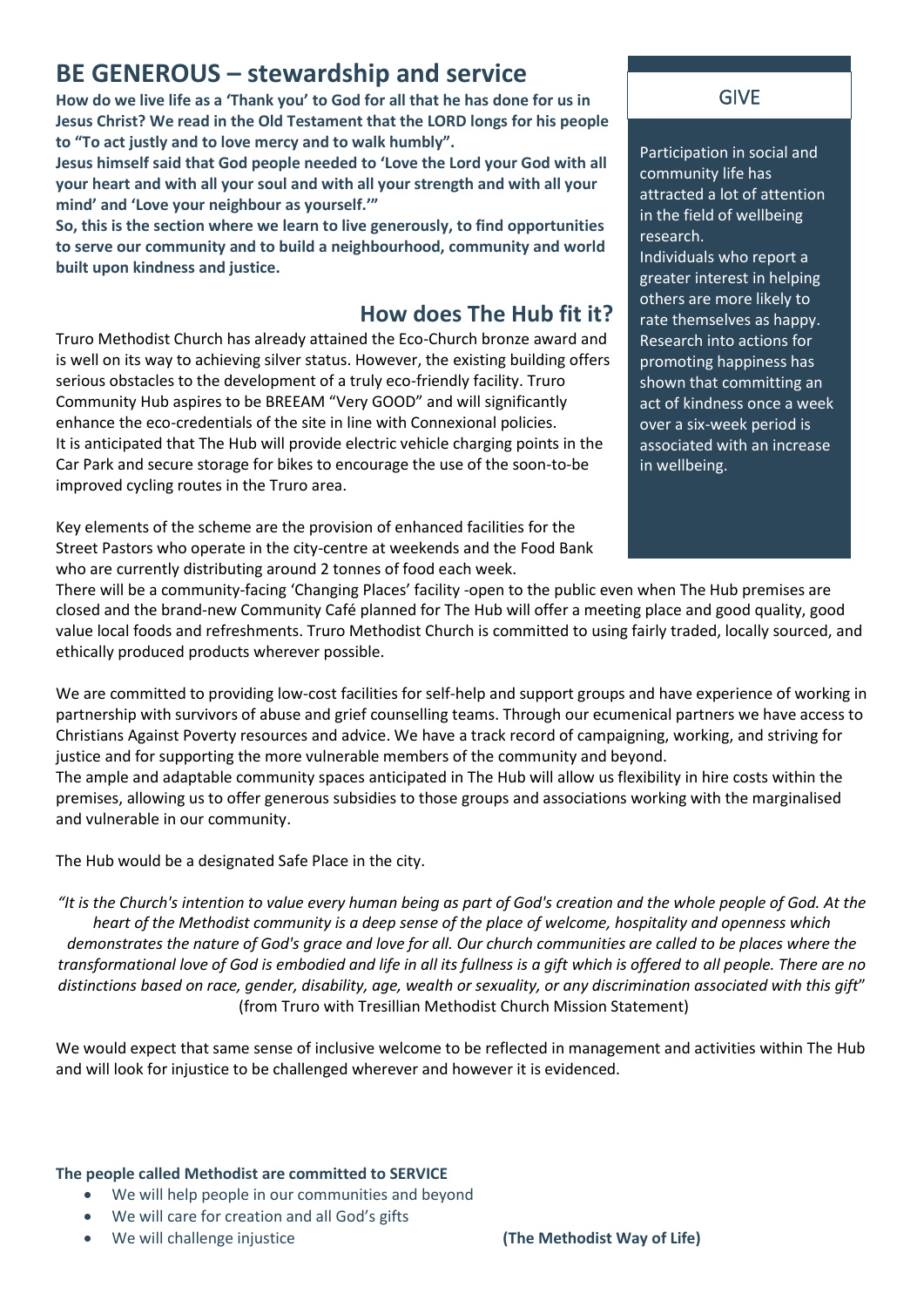## BE GENEROUS – stewardship and service

**How do we live life as a 'Thank you' to God for all that he has done for us in Jesus Christ? We read in the Old Testament that the LORD longs for his people to "To act justly and to love mercy and to walk humbly".**

**Jesus himself said that God people needed to 'Love the Lord your God with all your heart and with all your soul and with all your strength and with all your mind' and 'Love your neighbour as yourself.'"**

**So, this is the section where we learn to live generously, to find opportunities to serve our community and to build a neighbourhood, community and world built upon kindness and justice.**

### GIVE

Participation in social and community life has attracted a lot of attention in the field of wellbeing research.

Individuals who report a greater interest in helping others are more likely to rate themselves as happy. Research into actions for promoting happiness has shown that committing an act of kindness once a week over a six-week period is associated with an increase in wellbeing.

### How does The Hub fit it?

Truro Methodist Church has already attained the Eco-Church bronze award and is well on its way to achieving silver status. However, the existing building offers serious obstacles to the development of a truly eco-friendly facility. Truro Community Hub aspires to be BREEAM "Very GOOD" and will significantly enhance the eco-credentials of the site in line with Connexional policies.

It is anticipated that The Hub will provide electric vehicle charging points in the Car Park and secure storage for bikes to encourage the use of the soon-to-be improved cycling routes in the Truro area.

Key elements of the scheme are the provision of enhanced facilities for the Street Pastors who operate in the city-centre at weekends and the Food Bank who are currently distributing around 2 tonnes of food each week.

There will be a community-facing 'Changing Places' facility -open to the public even when The Hub premises are closed and the brand-new Community Café planned for The Hub will offer a meeting place and good quality, good value local foods and refreshments. Truro Methodist Church is committed to using fairly traded, locally sourced, and ethically produced products wherever possible.

We are committed to providing low-cost facilities for self-help and support groups and have experience of working in partnership with survivors of abuse and grief counselling teams. Through our ecumenical partners we have access to Christians Against Poverty resources and advice. We have a track record of campaigning, working, and striving for justice and for supporting the more vulnerable members of the community and beyond.

The ample and adaptable community spaces anticipated in The Hub will allow us flexibility in hire costs within the premises, allowing us to offer generous subsidies to those groups and associations working with the marginalised and vulnerable in our community.

The Hub would be a designated Safe Place in the city.

*"It is the Church's intention to value every human being as part of God's creation and the whole people of God. At the heart of the Methodist community is a deep sense of the place of welcome, hospitality and openness which demonstrates the nature of God's grace and love for all. Our church communities are called to be places where the transformational love of God is embodied and life in all its fullness is a gift which is offered to all people. There are no distinctions based on race, gender, disability, age, wealth or sexuality, or any discrimination associated with this gift"* (from Truro with Tresillian Methodist Church Mission Statement)

We would expect that same sense of inclusive welcome to be reflected in management and activities within The Hub and will look for injustice to be challenged wherever and however it is evidenced.

**The people called Methodist are committed to SERVICE**

- We will help people in our communities and beyond
- We will care for creation and all God's gifts
- We will challenge injustice

**(The Methodist Way of Life)**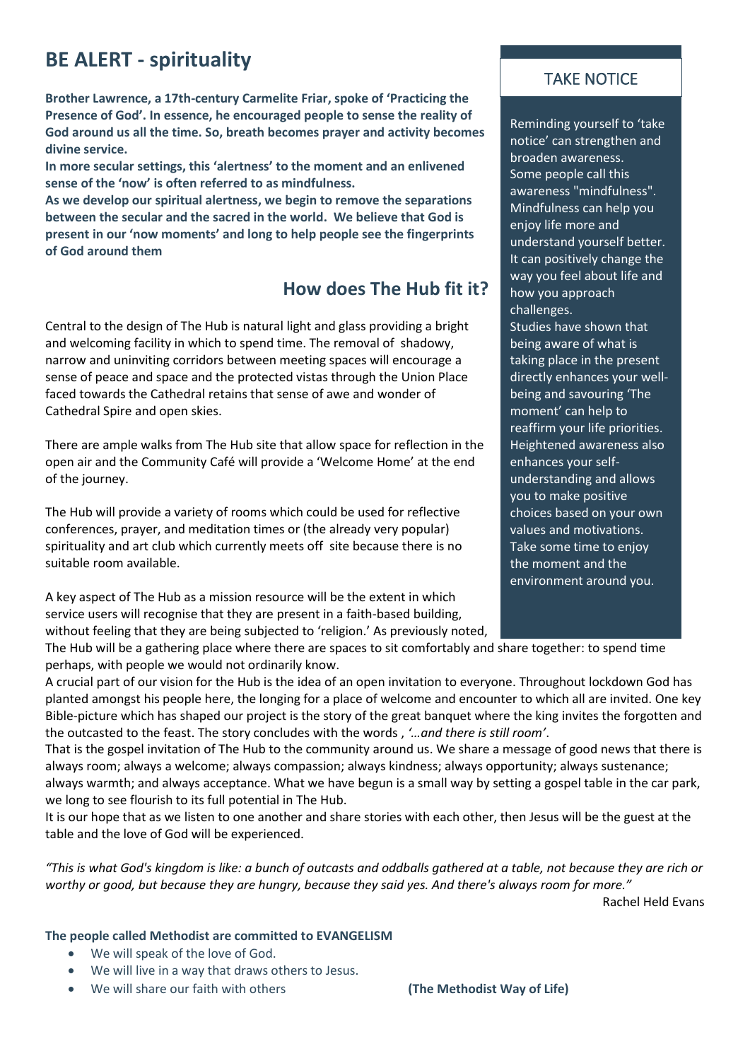## BE ALERT - spirituality

**Brother Lawrence, a 17th-century Carmelite Friar, spoke of 'Practicing the Presence of God'. In essence, he encouraged people to sense the reality of God around us all the time. So, breath becomes prayer and activity becomes divine service.**

**In more secular settings, this 'alertness' to the moment and an enlivened sense of the 'now' is often referred to as mindfulness.**

**As we develop our spiritual alertness, we begin to remove the separations between the secular and the sacred in the world. We believe that God is present in our 'now moments' and long to help people see the fingerprints of God around them**

### TAKE NOTICE

Reminding yourself to 'take notice' can strengthen and broaden awareness. Some people call this awareness "mindfulness". Mindfulness can help you enjoy life more and understand yourself better. It can positively change the way you feel about life and how you approach challenges.

Studies have shown that being aware of what is taking place in the present directly enhances your well-being and savouring 'The moment' can help to reaffirm your life priorities. Heightened awareness also enhances your self-understanding and allows you to make positive choices based on your own values and motivations. Take some time to enjoy the moment and the environment around you.

## How does The Hub fit it?

Central to the design of The Hub is natural light and glass providing a bright and welcoming facility in which to spend time. The removal of shadowy, narrow and uninviting corridors between meeting spaces will encourage a sense of peace and space and the protected vistas through the Union Place faced towards the Cathedral retains that sense of awe and wonder of Cathedral Spire and open skies.

There are ample walks from The Hub site that allow space for reflection in the open air and the Community Café will provide a 'Welcome Home' at the end of the journey.

The Hub will provide a variety of rooms which could be used for reflective conferences, prayer, and meditation times or (the already very popular) spirituality and art club which currently meets off site because there is no suitable room available.

A key aspect of The Hub as a mission resource will be the extent in which service users will recognise that they are present in a faith-based building, without feeling that they are being subjected to 'religion.' As previously noted, The Hub will be a gathering place where there are spaces to sit comfortably and share together: to spend time perhaps, with people we would not ordinarily know.

A crucial part of our vision for the Hub is the idea of an open invitation to everyone. Throughout lockdown God has planted amongst his people here, the longing for a place of welcome and encounter to which all are invited. One key Bible-picture which has shaped our project is the story of the great banquet where the king invites the forgotten and the outcasted to the feast. The story concludes with the words , *'…and there is still room'*.

That is the gospel invitation of The Hub to the community around us. We share a message of good news that there is always room; always a welcome; always compassion; always kindness; always opportunity; always sustenance; always warmth; and always acceptance. What we have begun is a small way by setting a gospel table in the car park, we long to see flourish to its full potential in The Hub.

It is our hope that as we listen to one another and share stories with each other, then Jesus will be the guest at the table and the love of God will be experienced.

*"This is what God's kingdom is like: a bunch of outcasts and oddballs gathered at a table, not because they are rich or worthy or good, but because they are hungry, because they said yes. And there's always room for more."*

Rachel Held Evans

**The people called Methodist are committed to EVANGELISM**

- We will speak of the love of God.
- We will live in a way that draws others to Jesus.
- We will share our faith with others **(The Methodist Way of Life)**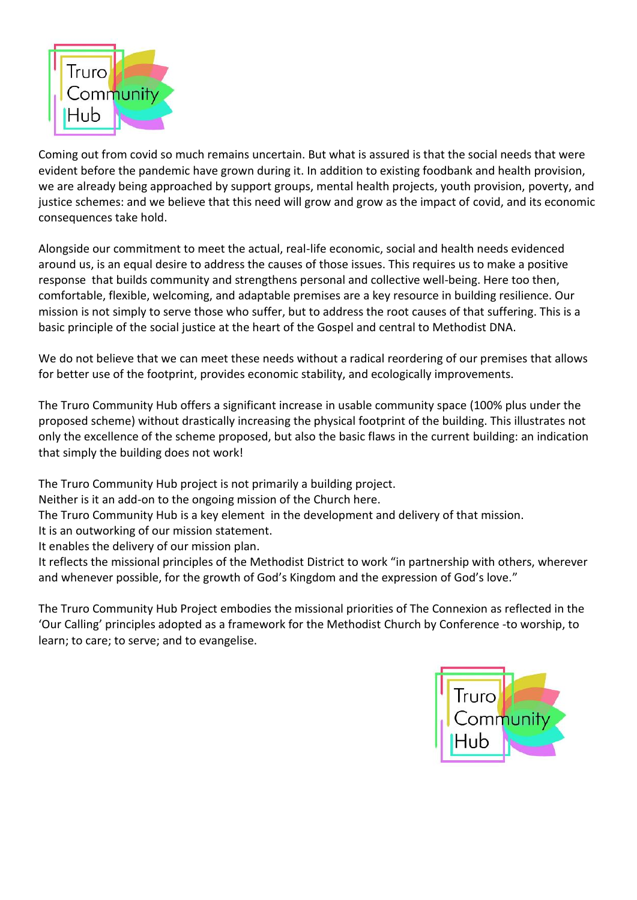Coming out from covid so much remains uncertain. But what is assured is that the social needs that were evident before the pandemic have grown during it. In addition to existing foodbank and health provision, we are already being approached by support groups, mental health projects, youth provision, poverty, and justice schemes: and we believe that this need will grow and grow as the impact of covid, and its economic consequences take hold.

Alongside our commitment to meet the actual, real-life economic, social and health needs evidenced around us, is an equal desire to address the causes of those issues. This requires us to make a positive response that builds community and strengthens personal and collective well-being. Here too then, comfortable, flexible, welcoming, and adaptable premises are a key resource in building resilience. Our mission is not simply to serve those who suffer, but to address the root causes of that suffering. This is a basic principle of the social justice at the heart of the Gospel and central to Methodist DNA.

We do not believe that we can meet these needs without a radical reordering of our premises that allows for better use of the footprint, provides economic stability, and ecologically improvements.

The Truro Community Hub offers a significant increase in usable community space (100% plus under the proposed scheme) without drastically increasing the physical footprint of the building. This illustrates not only the excellence of the scheme proposed, but also the basic flaws in the current building: an indication that simply the building does not work!

The Truro Community Hub project is not primarily a building project.
Neither is it an add-on to the ongoing mission of the Church here.
The Truro Community Hub is a key element in the development and delivery of that mission.
It is an outworking of our mission statement.
It enables the delivery of our mission plan.
It reflects the missional principles of the Methodist District to work "in partnership with others, wherever and whenever possible, for the growth of God's Kingdom and the expression of God's love."

The Truro Community Hub Project embodies the missional priorities of The Connexion as reflected in the 'Our Calling' principles adopted as a framework for the Methodist Church by Conference -to worship, to learn; to care; to serve; and to evangelise.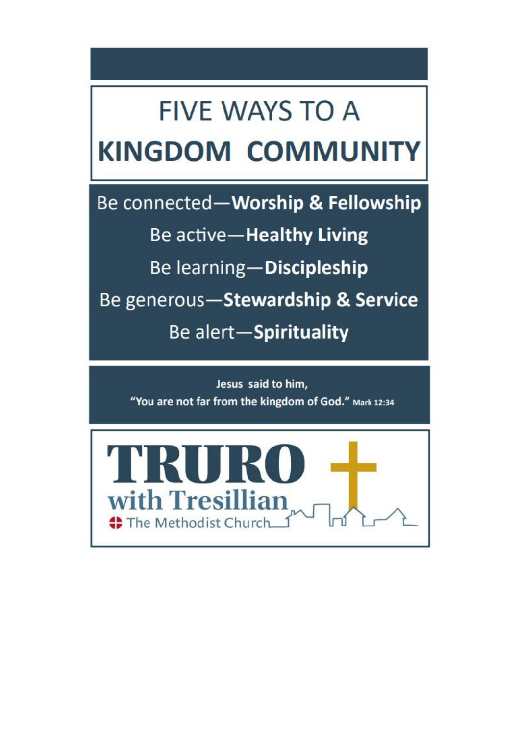# FIVE WAYS TO A KINGDOM COMMUNITY

Be connected—**Worship & Fellowship**

Be active—**Healthy Living**

Be learning—**Discipleship**

Be generous—**Stewardship & Service**

Be alert—**Spirituality**

**Jesus said to him,**
**"You are not far from the kingdom of God."** Mark 12:34

**TRURO**
**with Tresillian**
The Methodist Church